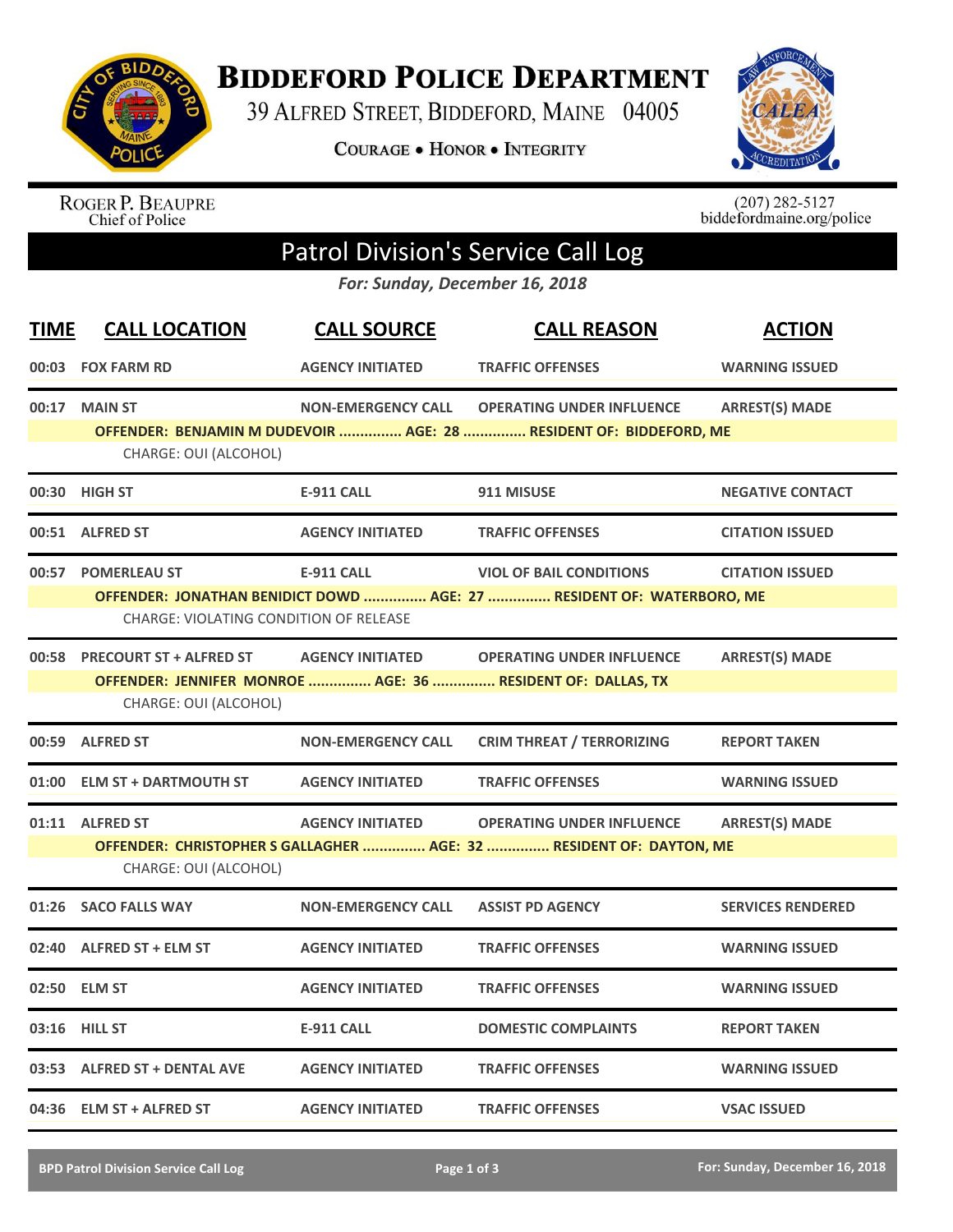# BIDDEFORD POLICE DEPARTMENT

39 ALFRED STREET, BIDDEFORD, MAINE 04005

**COURAGE • HONOR • INTEGRITY**

ROGER P. BEAUPRE
Chief of Police

(207) 282-5127
biddefordmaine.org/police

## Patrol Division's Service Call Log

***For: Sunday, December 16, 2018***

| TIME | CALL LOCATION | CALL SOURCE | CALL REASON | ACTION |
|---|---|---|---|---|
| 00:03 | FOX FARM RD | AGENCY INITIATED | TRAFFIC OFFENSES | WARNING ISSUED |
| 00:17 | MAIN ST | NON-EMERGENCY CALL | OPERATING UNDER INFLUENCE | ARREST(S) MADE |
| | OFFENDER: BENJAMIN M DUDEVOIR ............... AGE: 28 ............... RESIDENT OF: BIDDEFORD, ME | | | |
| | CHARGE: OUI (ALCOHOL) | | | |
| 00:30 | HIGH ST | E-911 CALL | 911 MISUSE | NEGATIVE CONTACT |
| 00:51 | ALFRED ST | AGENCY INITIATED | TRAFFIC OFFENSES | CITATION ISSUED |
| 00:57 | POMERLEAU ST | E-911 CALL | VIOL OF BAIL CONDITIONS | CITATION ISSUED |
| | OFFENDER: JONATHAN BENIDICT DOWD ............... AGE: 27 ............... RESIDENT OF: WATERBORO, ME | | | |
| | CHARGE: VIOLATING CONDITION OF RELEASE | | | |
| 00:58 | PRECOURT ST + ALFRED ST | AGENCY INITIATED | OPERATING UNDER INFLUENCE | ARREST(S) MADE |
| | OFFENDER: JENNIFER MONROE ............... AGE: 36 ............... RESIDENT OF: DALLAS, TX | | | |
| | CHARGE: OUI (ALCOHOL) | | | |
| 00:59 | ALFRED ST | NON-EMERGENCY CALL | CRIM THREAT / TERRORIZING | REPORT TAKEN |
| 01:00 | ELM ST + DARTMOUTH ST | AGENCY INITIATED | TRAFFIC OFFENSES | WARNING ISSUED |
| 01:11 | ALFRED ST | AGENCY INITIATED | OPERATING UNDER INFLUENCE | ARREST(S) MADE |
| | OFFENDER: CHRISTOPHER S GALLAGHER ............... AGE: 32 ............... RESIDENT OF: DAYTON, ME | | | |
| | CHARGE: OUI (ALCOHOL) | | | |
| 01:26 | SACO FALLS WAY | NON-EMERGENCY CALL | ASSIST PD AGENCY | SERVICES RENDERED |
| 02:40 | ALFRED ST + ELM ST | AGENCY INITIATED | TRAFFIC OFFENSES | WARNING ISSUED |
| 02:50 | ELM ST | AGENCY INITIATED | TRAFFIC OFFENSES | WARNING ISSUED |
| 03:16 | HILL ST | E-911 CALL | DOMESTIC COMPLAINTS | REPORT TAKEN |
| 03:53 | ALFRED ST + DENTAL AVE | AGENCY INITIATED | TRAFFIC OFFENSES | WARNING ISSUED |
| 04:36 | ELM ST + ALFRED ST | AGENCY INITIATED | TRAFFIC OFFENSES | VSAC ISSUED |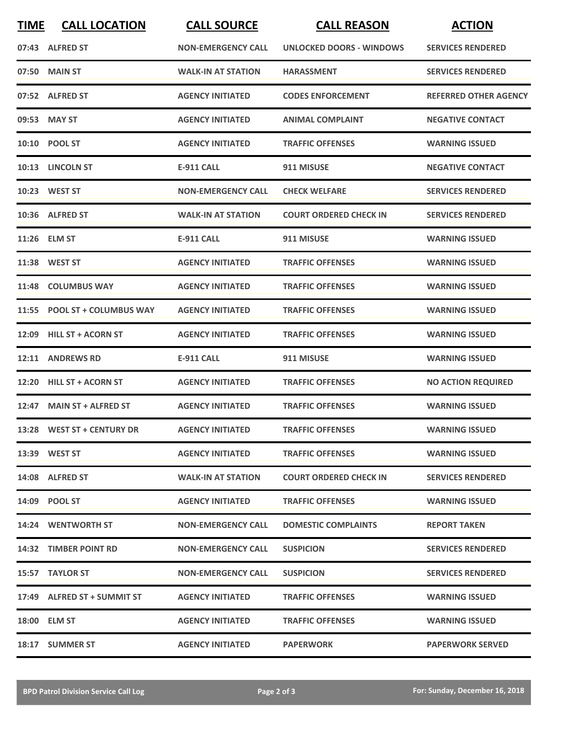| TIME | CALL LOCATION | CALL SOURCE | CALL REASON | ACTION |
|---|---|---|---|---|
| 07:43 | ALFRED ST | NON-EMERGENCY CALL | UNLOCKED DOORS - WINDOWS | SERVICES RENDERED |
| 07:50 | MAIN ST | WALK-IN AT STATION | HARASSMENT | SERVICES RENDERED |
| 07:52 | ALFRED ST | AGENCY INITIATED | CODES ENFORCEMENT | REFERRED OTHER AGENCY |
| 09:53 | MAY ST | AGENCY INITIATED | ANIMAL COMPLAINT | NEGATIVE CONTACT |
| 10:10 | POOL ST | AGENCY INITIATED | TRAFFIC OFFENSES | WARNING ISSUED |
| 10:13 | LINCOLN ST | E-911 CALL | 911 MISUSE | NEGATIVE CONTACT |
| 10:23 | WEST ST | NON-EMERGENCY CALL | CHECK WELFARE | SERVICES RENDERED |
| 10:36 | ALFRED ST | WALK-IN AT STATION | COURT ORDERED CHECK IN | SERVICES RENDERED |
| 11:26 | ELM ST | E-911 CALL | 911 MISUSE | WARNING ISSUED |
| 11:38 | WEST ST | AGENCY INITIATED | TRAFFIC OFFENSES | WARNING ISSUED |
| 11:48 | COLUMBUS WAY | AGENCY INITIATED | TRAFFIC OFFENSES | WARNING ISSUED |
| 11:55 | POOL ST + COLUMBUS WAY | AGENCY INITIATED | TRAFFIC OFFENSES | WARNING ISSUED |
| 12:09 | HILL ST + ACORN ST | AGENCY INITIATED | TRAFFIC OFFENSES | WARNING ISSUED |
| 12:11 | ANDREWS RD | E-911 CALL | 911 MISUSE | WARNING ISSUED |
| 12:20 | HILL ST + ACORN ST | AGENCY INITIATED | TRAFFIC OFFENSES | NO ACTION REQUIRED |
| 12:47 | MAIN ST + ALFRED ST | AGENCY INITIATED | TRAFFIC OFFENSES | WARNING ISSUED |
| 13:28 | WEST ST + CENTURY DR | AGENCY INITIATED | TRAFFIC OFFENSES | WARNING ISSUED |
| 13:39 | WEST ST | AGENCY INITIATED | TRAFFIC OFFENSES | WARNING ISSUED |
| 14:08 | ALFRED ST | WALK-IN AT STATION | COURT ORDERED CHECK IN | SERVICES RENDERED |
| 14:09 | POOL ST | AGENCY INITIATED | TRAFFIC OFFENSES | WARNING ISSUED |
| 14:24 | WENTWORTH ST | NON-EMERGENCY CALL | DOMESTIC COMPLAINTS | REPORT TAKEN |
| 14:32 | TIMBER POINT RD | NON-EMERGENCY CALL | SUSPICION | SERVICES RENDERED |
| 15:57 | TAYLOR ST | NON-EMERGENCY CALL | SUSPICION | SERVICES RENDERED |
| 17:49 | ALFRED ST + SUMMIT ST | AGENCY INITIATED | TRAFFIC OFFENSES | WARNING ISSUED |
| 18:00 | ELM ST | AGENCY INITIATED | TRAFFIC OFFENSES | WARNING ISSUED |
| 18:17 | SUMMER ST | AGENCY INITIATED | PAPERWORK | PAPERWORK SERVED |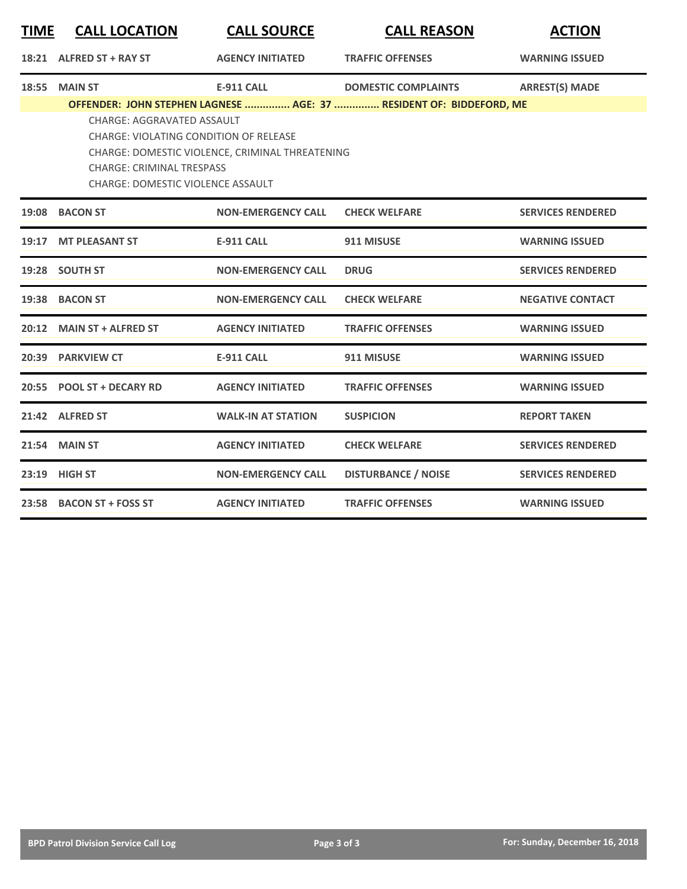| TIME | CALL LOCATION | CALL SOURCE | CALL REASON | ACTION |
| --- | --- | --- | --- | --- |
| 18:21 | ALFRED ST + RAY ST | AGENCY INITIATED | TRAFFIC OFFENSES | WARNING ISSUED |
| 18:55 | MAIN ST | E-911 CALL | DOMESTIC COMPLAINTS | ARREST(S) MADE |

**OFFENDER: JOHN STEPHEN LAGNESE ............... AGE: 37 ............... RESIDENT OF: BIDDEFORD, ME**

CHARGE: AGGRAVATED ASSAULT
CHARGE: VIOLATING CONDITION OF RELEASE
CHARGE: DOMESTIC VIOLENCE, CRIMINAL THREATENING
CHARGE: CRIMINAL TRESPASS
CHARGE: DOMESTIC VIOLENCE ASSAULT

| TIME | CALL LOCATION | CALL SOURCE | CALL REASON | ACTION |
| --- | --- | --- | --- | --- |
| 19:08 | BACON ST | NON-EMERGENCY CALL | CHECK WELFARE | SERVICES RENDERED |
| 19:17 | MT PLEASANT ST | E-911 CALL | 911 MISUSE | WARNING ISSUED |
| 19:28 | SOUTH ST | NON-EMERGENCY CALL | DRUG | SERVICES RENDERED |
| 19:38 | BACON ST | NON-EMERGENCY CALL | CHECK WELFARE | NEGATIVE CONTACT |
| 20:12 | MAIN ST + ALFRED ST | AGENCY INITIATED | TRAFFIC OFFENSES | WARNING ISSUED |
| 20:39 | PARKVIEW CT | E-911 CALL | 911 MISUSE | WARNING ISSUED |
| 20:55 | POOL ST + DECARY RD | AGENCY INITIATED | TRAFFIC OFFENSES | WARNING ISSUED |
| 21:42 | ALFRED ST | WALK-IN AT STATION | SUSPICION | REPORT TAKEN |
| 21:54 | MAIN ST | AGENCY INITIATED | CHECK WELFARE | SERVICES RENDERED |
| 23:19 | HIGH ST | NON-EMERGENCY CALL | DISTURBANCE / NOISE | SERVICES RENDERED |
| 23:58 | BACON ST + FOSS ST | AGENCY INITIATED | TRAFFIC OFFENSES | WARNING ISSUED |